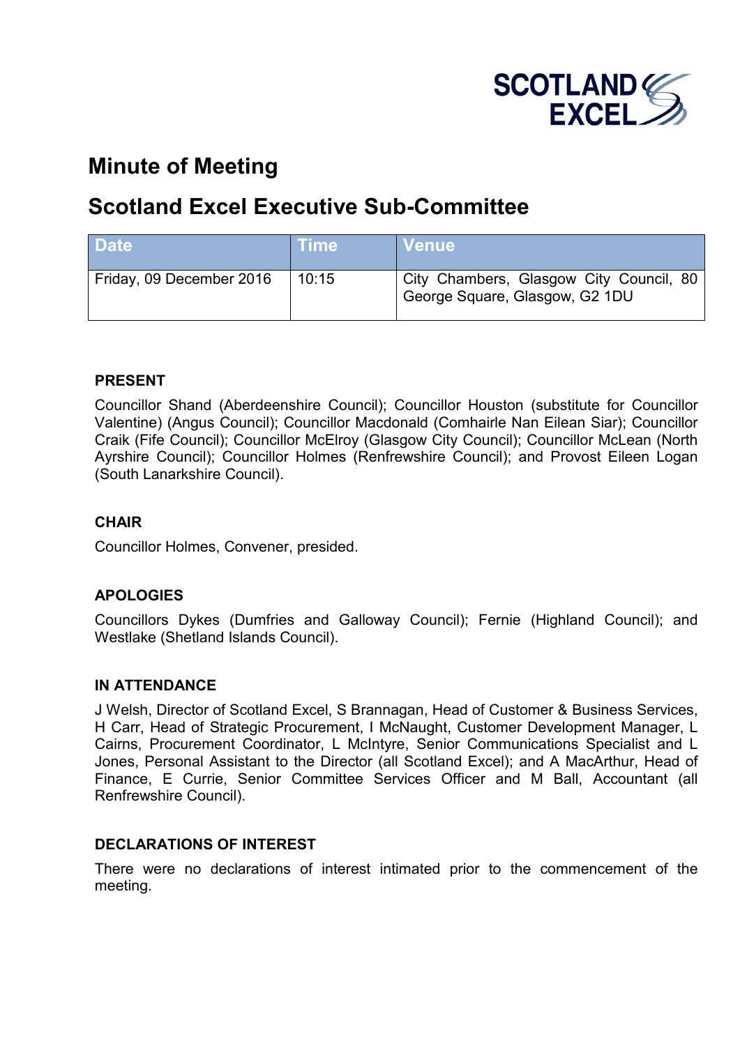# Minute of Meeting

## Scotland Excel Executive Sub-Committee

| Date | Time | Venue |
|---|---|---|
| Friday, 09 December 2016 | 10:15 | City Chambers, Glasgow City Council, 80 George Square, Glasgow, G2 1DU |

### PRESENT

Councillor Shand (Aberdeenshire Council); Councillor Houston (substitute for Councillor Valentine) (Angus Council); Councillor Macdonald (Comhairle Nan Eilean Siar); Councillor Craik (Fife Council); Councillor McElroy (Glasgow City Council); Councillor McLean (North Ayrshire Council); Councillor Holmes (Renfrewshire Council); and Provost Eileen Logan (South Lanarkshire Council).

### CHAIR

Councillor Holmes, Convener, presided.

### APOLOGIES

Councillors Dykes (Dumfries and Galloway Council); Fernie (Highland Council); and Westlake (Shetland Islands Council).

### IN ATTENDANCE

J Welsh, Director of Scotland Excel, S Brannagan, Head of Customer & Business Services, H Carr, Head of Strategic Procurement, I McNaught, Customer Development Manager, L Cairns, Procurement Coordinator, L McIntyre, Senior Communications Specialist and L Jones, Personal Assistant to the Director (all Scotland Excel); and A MacArthur, Head of Finance, E Currie, Senior Committee Services Officer and M Ball, Accountant (all Renfrewshire Council).

### DECLARATIONS OF INTEREST

There were no declarations of interest intimated prior to the commencement of the meeting.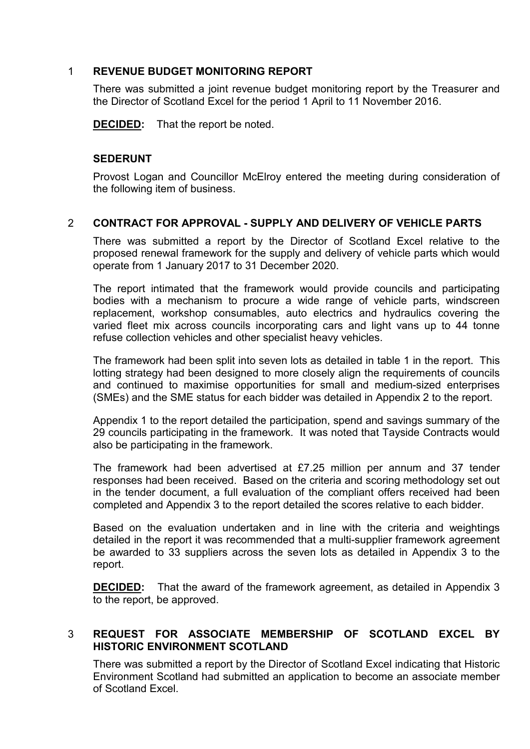## 1 REVENUE BUDGET MONITORING REPORT

There was submitted a joint revenue budget monitoring report by the Treasurer and the Director of Scotland Excel for the period 1 April to 11 November 2016.

**DECIDED:** That the report be noted.

### SEDERUNT

Provost Logan and Councillor McElroy entered the meeting during consideration of the following item of business.

## 2 CONTRACT FOR APPROVAL - SUPPLY AND DELIVERY OF VEHICLE PARTS

There was submitted a report by the Director of Scotland Excel relative to the proposed renewal framework for the supply and delivery of vehicle parts which would operate from 1 January 2017 to 31 December 2020.

The report intimated that the framework would provide councils and participating bodies with a mechanism to procure a wide range of vehicle parts, windscreen replacement, workshop consumables, auto electrics and hydraulics covering the varied fleet mix across councils incorporating cars and light vans up to 44 tonne refuse collection vehicles and other specialist heavy vehicles.

The framework had been split into seven lots as detailed in table 1 in the report. This lotting strategy had been designed to more closely align the requirements of councils and continued to maximise opportunities for small and medium-sized enterprises (SMEs) and the SME status for each bidder was detailed in Appendix 2 to the report.

Appendix 1 to the report detailed the participation, spend and savings summary of the 29 councils participating in the framework. It was noted that Tayside Contracts would also be participating in the framework.

The framework had been advertised at £7.25 million per annum and 37 tender responses had been received. Based on the criteria and scoring methodology set out in the tender document, a full evaluation of the compliant offers received had been completed and Appendix 3 to the report detailed the scores relative to each bidder.

Based on the evaluation undertaken and in line with the criteria and weightings detailed in the report it was recommended that a multi-supplier framework agreement be awarded to 33 suppliers across the seven lots as detailed in Appendix 3 to the report.

**DECIDED:** That the award of the framework agreement, as detailed in Appendix 3 to the report, be approved.

## 3 REQUEST FOR ASSOCIATE MEMBERSHIP OF SCOTLAND EXCEL BY HISTORIC ENVIRONMENT SCOTLAND

There was submitted a report by the Director of Scotland Excel indicating that Historic Environment Scotland had submitted an application to become an associate member of Scotland Excel.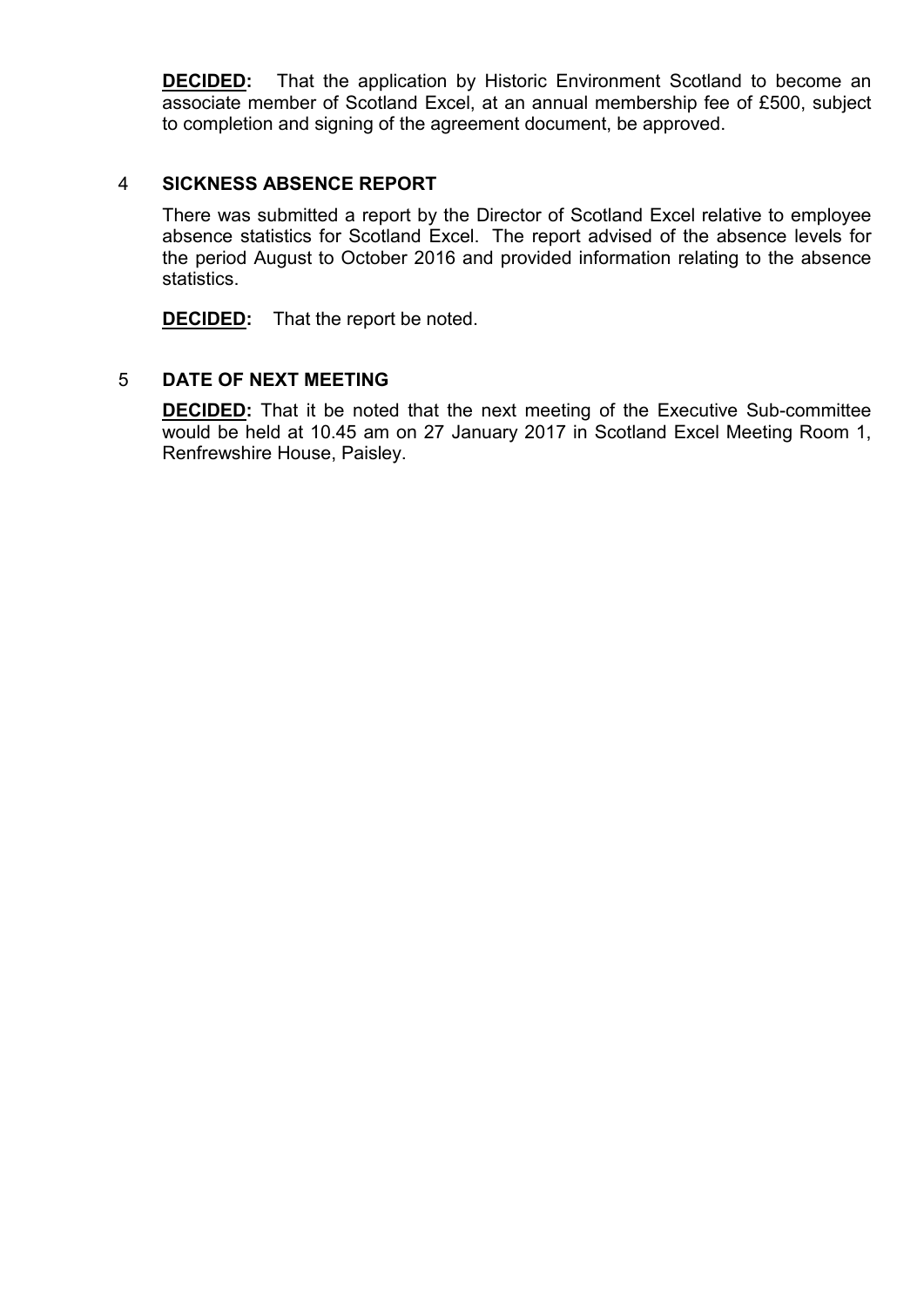**DECIDED:** That the application by Historic Environment Scotland to become an associate member of Scotland Excel, at an annual membership fee of £500, subject to completion and signing of the agreement document, be approved.

## 4 SICKNESS ABSENCE REPORT

There was submitted a report by the Director of Scotland Excel relative to employee absence statistics for Scotland Excel. The report advised of the absence levels for the period August to October 2016 and provided information relating to the absence statistics.

**DECIDED:** That the report be noted.

## 5 DATE OF NEXT MEETING

**DECIDED:** That it be noted that the next meeting of the Executive Sub-committee would be held at 10.45 am on 27 January 2017 in Scotland Excel Meeting Room 1, Renfrewshire House, Paisley.